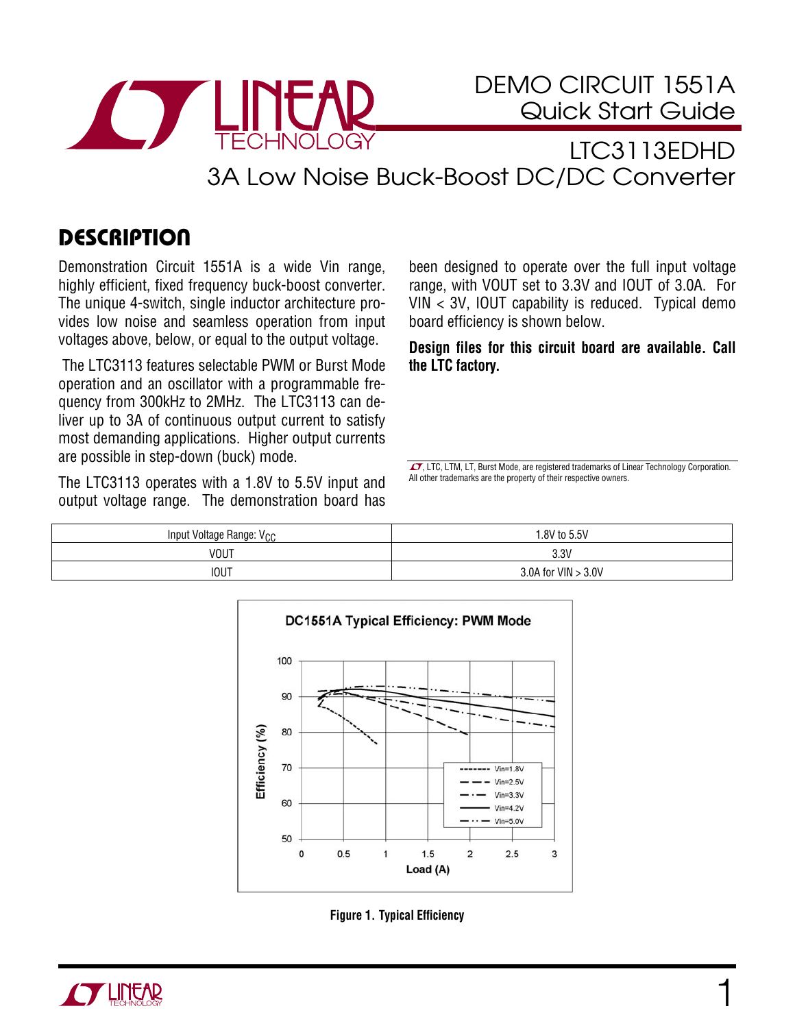# DEMO CIRCUIT 1551A
## Quick Start Guide

## LTC3113EDHD
## 3A Low Noise Buck-Boost DC/DC Converter

## DESCRIPTION

Demonstration Circuit 1551A is a wide Vin range, highly efficient, fixed frequency buck-boost converter. The unique 4-switch, single inductor architecture provides low noise and seamless operation from input voltages above, below, or equal to the output voltage.

The LTC3113 features selectable PWM or Burst Mode operation and an oscillator with a programmable frequency from 300kHz to 2MHz. The LTC3113 can deliver up to 3A of continuous output current to satisfy most demanding applications. Higher output currents are possible in step-down (buck) mode.

The LTC3113 operates with a 1.8V to 5.5V input and output voltage range. The demonstration board has been designed to operate over the full input voltage range, with VOUT set to 3.3V and IOUT of 3.0A. For VIN < 3V, IOUT capability is reduced. Typical demo board efficiency is shown below.

**Design files for this circuit board are available. Call the LTC factory.**

LT, LTC, LTM, LT, Burst Mode, are registered trademarks of Linear Technology Corporation. All other trademarks are the property of their respective owners.

| Input Voltage Range: $V_{CC}$ | 1.8V to 5.5V |
|---|---|
| VOUT | 3.3V |
| IOUT | 3.0A for VIN > 3.0V |

**DC1551A Typical Efficiency: PWM Mode**

**Figure 1. Typical Efficiency**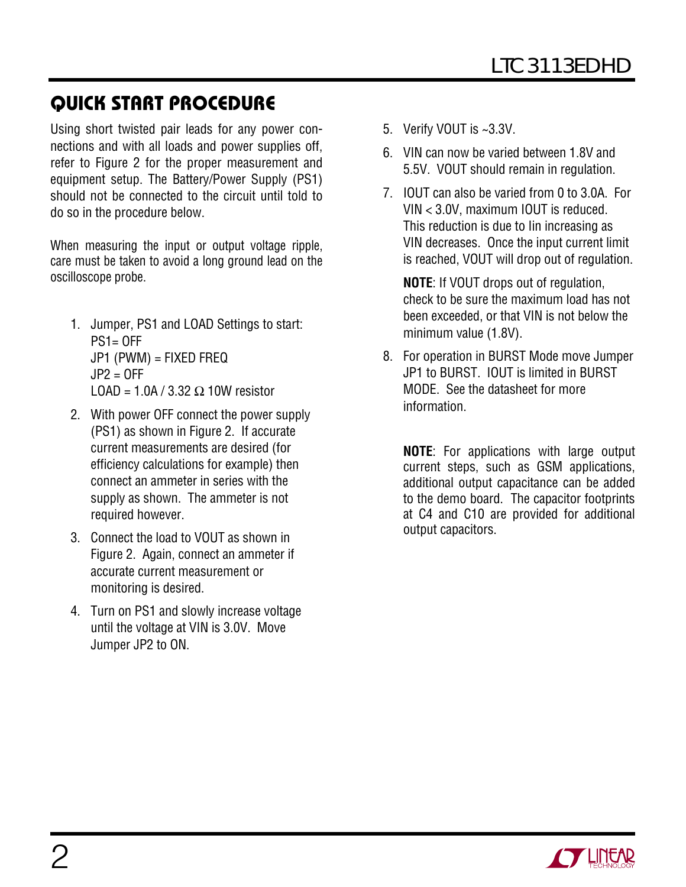## QUICK START PROCEDURE

Using short twisted pair leads for any power connections and with all loads and power supplies off, refer to Figure 2 for the proper measurement and equipment setup. The Battery/Power Supply (PS1) should not be connected to the circuit until told to do so in the procedure below.

When measuring the input or output voltage ripple, care must be taken to avoid a long ground lead on the oscilloscope probe.

1. Jumper, PS1 and LOAD Settings to start:
   PS1= OFF
   JP1 (PWM) = FIXED FREQ
   JP2 = OFF
   LOAD = 1.0A / 3.32 Ω 10W resistor
2. With power OFF connect the power supply (PS1) as shown in Figure 2. If accurate current measurements are desired (for efficiency calculations for example) then connect an ammeter in series with the supply as shown. The ammeter is not required however.
3. Connect the load to VOUT as shown in Figure 2. Again, connect an ammeter if accurate current measurement or monitoring is desired.
4. Turn on PS1 and slowly increase voltage until the voltage at VIN is 3.0V. Move Jumper JP2 to ON.
5. Verify VOUT is ~3.3V.
6. VIN can now be varied between 1.8V and 5.5V. VOUT should remain in regulation.
7. IOUT can also be varied from 0 to 3.0A. For VIN < 3.0V, maximum IOUT is reduced. This reduction is due to Iin increasing as VIN decreases. Once the input current limit is reached, VOUT will drop out of regulation.

   **NOTE**: If VOUT drops out of regulation, check to be sure the maximum load has not been exceeded, or that VIN is not below the minimum value (1.8V).
8. For operation in BURST Mode move Jumper JP1 to BURST. IOUT is limited in BURST MODE. See the datasheet for more information.

   **NOTE**: For applications with large output current steps, such as GSM applications, additional output capacitance can be added to the demo board. The capacitor footprints at C4 and C10 are provided for additional output capacitors.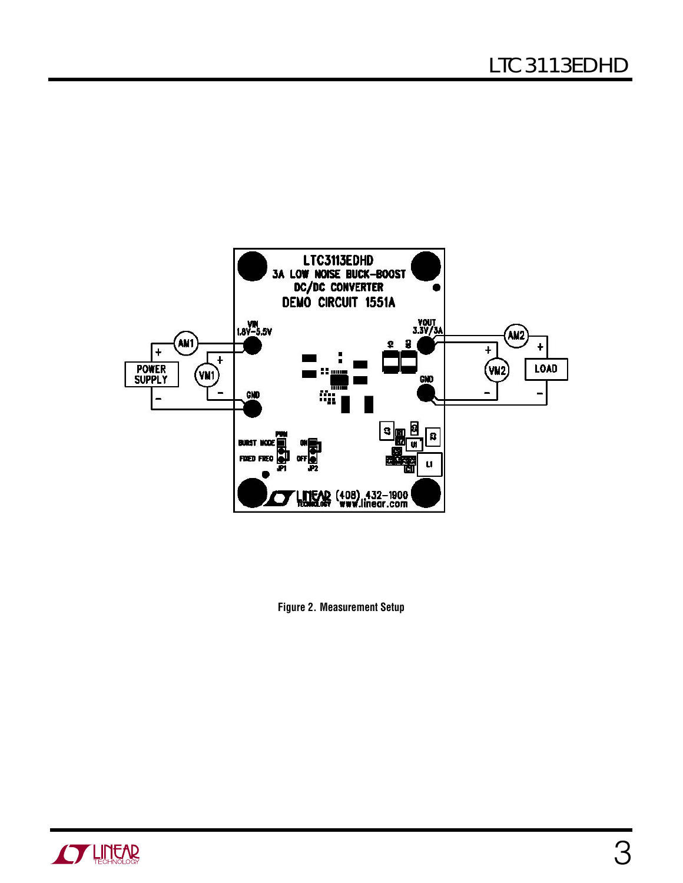Figure 2. Measurement Setup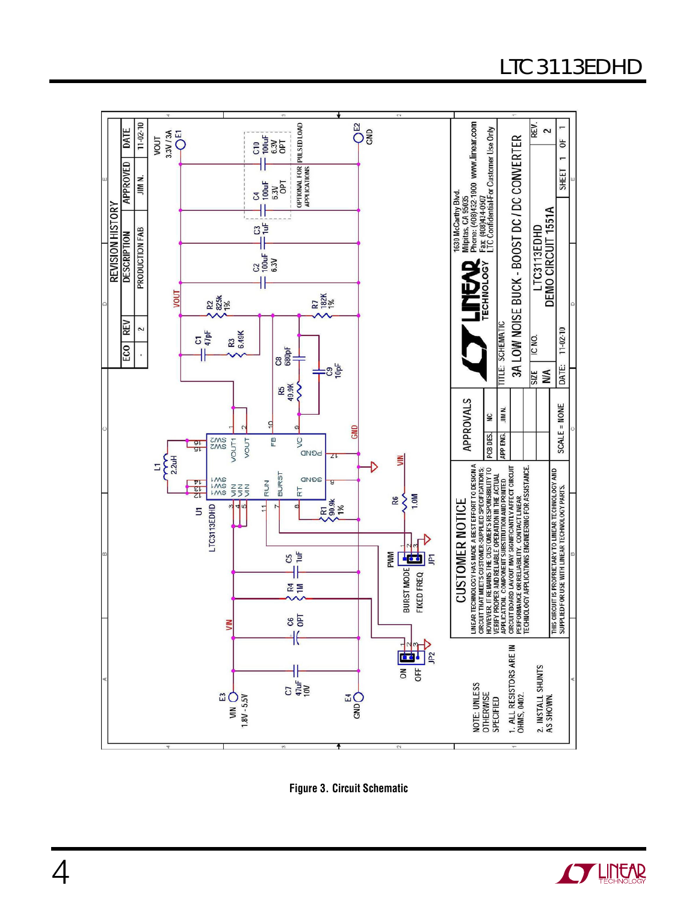REVISION HISTORY

| ECO | REV | DESCRIPTION | APPROVED | DATE |
|---|---|---|---|---|
| - | 2 | PRODUCTION FAB | JIM N. | 11-02-10 |

VOUT 3.3V / 3A E1

E2 GND

C10 100uF 6.3V OPT

C4 100uF 6.3V OPT

OPTIONAL FOR PULSED LOAD APPLICATIONS

C3 1uF

C2 100uF 6.3V

R2 825K 1%

R7 182K 1%

C1 47pF

R3 6.49K

C8 680pF

C9 10pF

R5 49.9K

L1 2.2uH

U1 LTC3113EDHD

R1 90.9k 1%

R6 1.0M

C5 1uF

R4 1M

C6 OPT

C7 47uF 10V

PWM / BURST MODE / FIXED FREQ JP1

ON / OFF JP2

E3 VIN 1.8V - 5.5V

E4 GND

NOTE: UNLESS OTHERWISE SPECIFIED

1. ALL RESISTORS ARE IN OHMS, 0402.

2. INSTALL SHUNTS AS SHOWN.

CUSTOMER NOTICE

LINEAR TECHNOLOGY HAS MADE A BEST EFFORT TO DESIGN A CIRCUIT THAT MEETS CUSTOMER-SUPPLIED SPECIFICATIONS; HOWEVER, IT REMAINS THE CUSTOMER'S RESPONSIBILITY TO VERIFY PROPER AND RELIABLE OPERATION IN THE ACTUAL APPLICATION. COMPONENT SUBSTITUTION AND PRINTED CIRCUIT BOARD LAYOUT MAY SIGNIFICANTLY AFFECT CIRCUIT PERFORMANCE OR RELIABILITY. CONTACT LINEAR TECHNOLOGY APPLICATIONS ENGINEERING FOR ASSISTANCE.

THIS CIRCUIT IS PROPRIETARY TO LINEAR TECHNOLOGY AND SUPPLIED FOR USE WITH LINEAR TECHNOLOGY PARTS.

| APPROVALS | |
|---|---|
| PCB DES. | MC |
| APP ENG. | JIM N. |

LINEAR TECHNOLOGY
1630 McCarthy Blvd.
Milpitas, CA 95035
Phone: (408)432-1900 www.linear.com
Fax: (408)434-0507
LTC Confidential-For Customer Use Only

TITLE: SCHEMATIC
3A LOW NOISE BUCK - BOOST DC / DC CONVERTER

SIZE: N/A | IC NO. LTC3113EDHD | DEMO CIRCUIT 1551A | REV. 2

SCALE = NONE | DATE: 11-02-10 | SHEET 1 OF 1

Figure 3. Circuit Schematic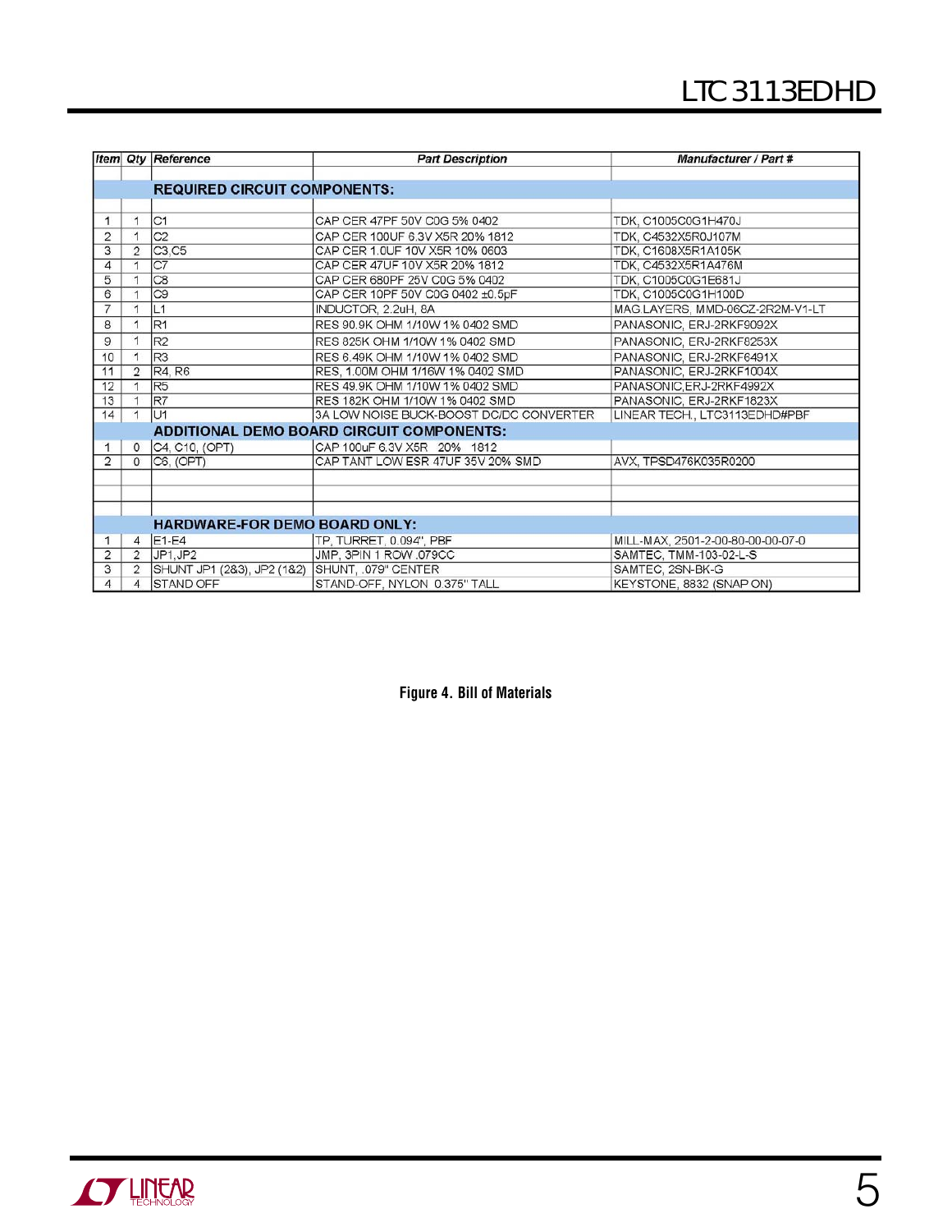| Item | Qty | Reference | Part Description | Manufacturer / Part # |
|---|---|---|---|---|
| | | **REQUIRED CIRCUIT COMPONENTS:** | | |
| 1 | 1 | C1 | CAP CER 47PF 50V C0G 5% 0402 | TDK, C1005C0G1H470J |
| 2 | 1 | C2 | CAP CER 100UF 6.3V X5R 20% 1812 | TDK, C4532X5R0J107M |
| 3 | 2 | C3,C5 | CAP CER 1.0UF 10V X5R 10% 0603 | TDK, C1608X5R1A105K |
| 4 | 1 | C7 | CAP CER 47UF 10V X5R 20% 1812 | TDK, C4532X5R1A476M |
| 5 | 1 | C8 | CAP CER 680PF 25V C0G 5% 0402 | TDK, C1005C0G1E681J |
| 6 | 1 | C9 | CAP CER 10PF 50V C0G 0402 ±0.5pF | TDK, C1005C0G1H100D |
| 7 | 1 | L1 | INDUCTOR, 2.2uH, 8A | MAG.LAYERS, MMD-06CZ-2R2M-V1-LT |
| 8 | 1 | R1 | RES 90.9K OHM 1/10W 1% 0402 SMD | PANASONIC, ERJ-2RKF9092X |
| 9 | 1 | R2 | RES 825K OHM 1/10W 1% 0402 SMD | PANASONIC, ERJ-2RKF8253X |
| 10 | 1 | R3 | RES 6.49K OHM 1/10W 1% 0402 SMD | PANASONIC, ERJ-2RKF6491X |
| 11 | 2 | R4, R6 | RES, 1.00M OHM 1/16W 1% 0402 SMD | PANASONIC, ERJ-2RKF1004X |
| 12 | 1 | R5 | RES 49.9K OHM 1/10W 1% 0402 SMD | PANASONIC,ERJ-2RKF4992X |
| 13 | 1 | R7 | RES 182K OHM 1/10W 1% 0402 SMD | PANASONIC, ERJ-2RKF1823X |
| 14 | 1 | U1 | 3A LOW NOISE BUCK-BOOST DC/DC CONVERTER | LINEAR TECH., LTC3113EDHD#PBF |
| | | **ADDITIONAL DEMO BOARD CIRCUIT COMPONENTS:** | | |
| 1 | 0 | C4, C10, (OPT) | CAP 100uF 6.3V X5R 20% 1812 | |
| 2 | 0 | C6, (OPT) | CAP TANT LOW ESR 47UF 35V 20% SMD | AVX, TPSD476K035R0200 |
| | | | | |
| | | | | |
| | | **HARDWARE-FOR DEMO BOARD ONLY:** | | |
| 1 | 4 | E1-E4 | TP, TURRET, 0.094", PBF | MILL-MAX, 2501-2-00-80-00-00-07-0 |
| 2 | 2 | JP1,JP2 | JMP, 3PIN 1 ROW .079CC | SAMTEC, TMM-103-02-L-S |
| 3 | 2 | SHUNT JP1 (2&3), JP2 (1&2) | SHUNT, .079" CENTER | SAMTEC, 2SN-BK-G |
| 4 | 4 | STAND OFF | STAND-OFF, NYLON 0.375" TALL | KEYSTONE, 8832 (SNAP ON) |

**Figure 4. Bill of Materials**